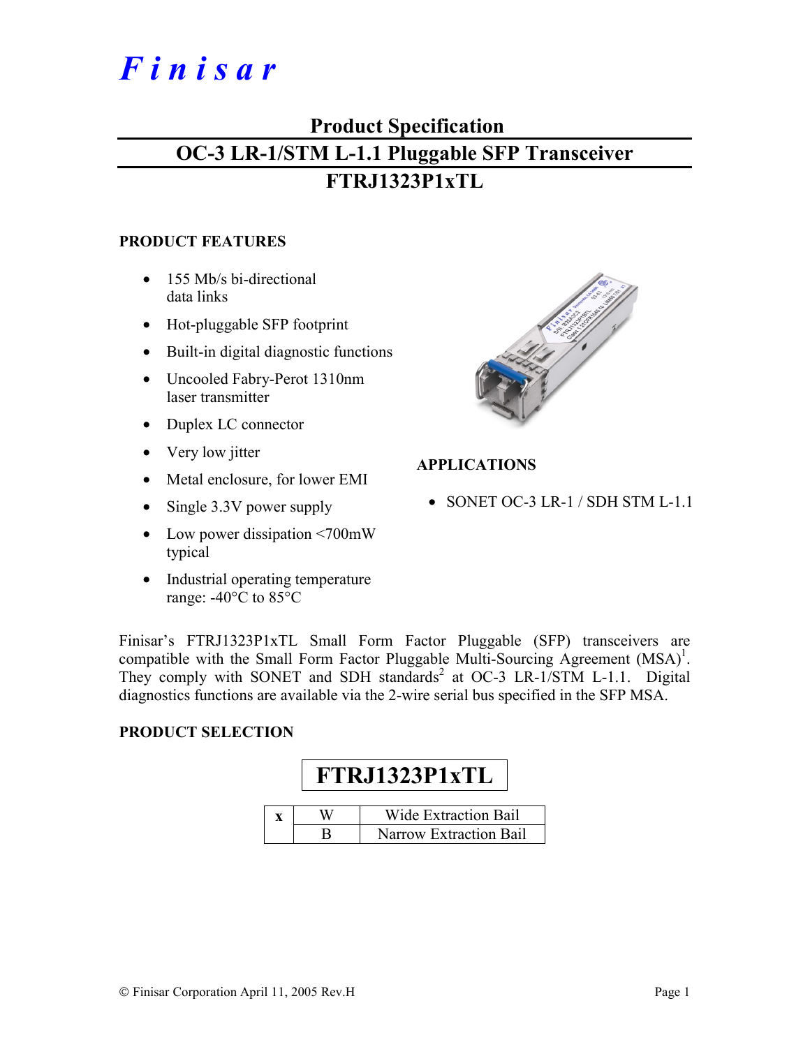# Finisar

## Product Specification

## OC-3 LR-1/STM L-1.1 Pluggable SFP Transceiver

## FTRJ1323P1xTL

### PRODUCT FEATURES

- 155 Mb/s bi-directional data links
- Hot-pluggable SFP footprint
- Built-in digital diagnostic functions
- Uncooled Fabry-Perot 1310nm laser transmitter
- Duplex LC connector
- Very low jitter
- Metal enclosure, for lower EMI
- Single 3.3V power supply
- Low power dissipation <700mW typical
- Industrial operating temperature range: -40°C to 85°C

### APPLICATIONS

- SONET OC-3 LR-1 / SDH STM L-1.1

Finisar's FTRJ1323P1xTL Small Form Factor Pluggable (SFP) transceivers are compatible with the Small Form Factor Pluggable Multi-Sourcing Agreement (MSA)[1]. They comply with SONET and SDH standards[2] at OC-3 LR-1/STM L-1.1. Digital diagnostics functions are available via the 2-wire serial bus specified in the SFP MSA.

### PRODUCT SELECTION

**FTRJ1323P1xTL**

| x | W | Wide Extraction Bail |
|---|---|---|
| | B | Narrow Extraction Bail |

© Finisar Corporation April 11, 2005 Rev.H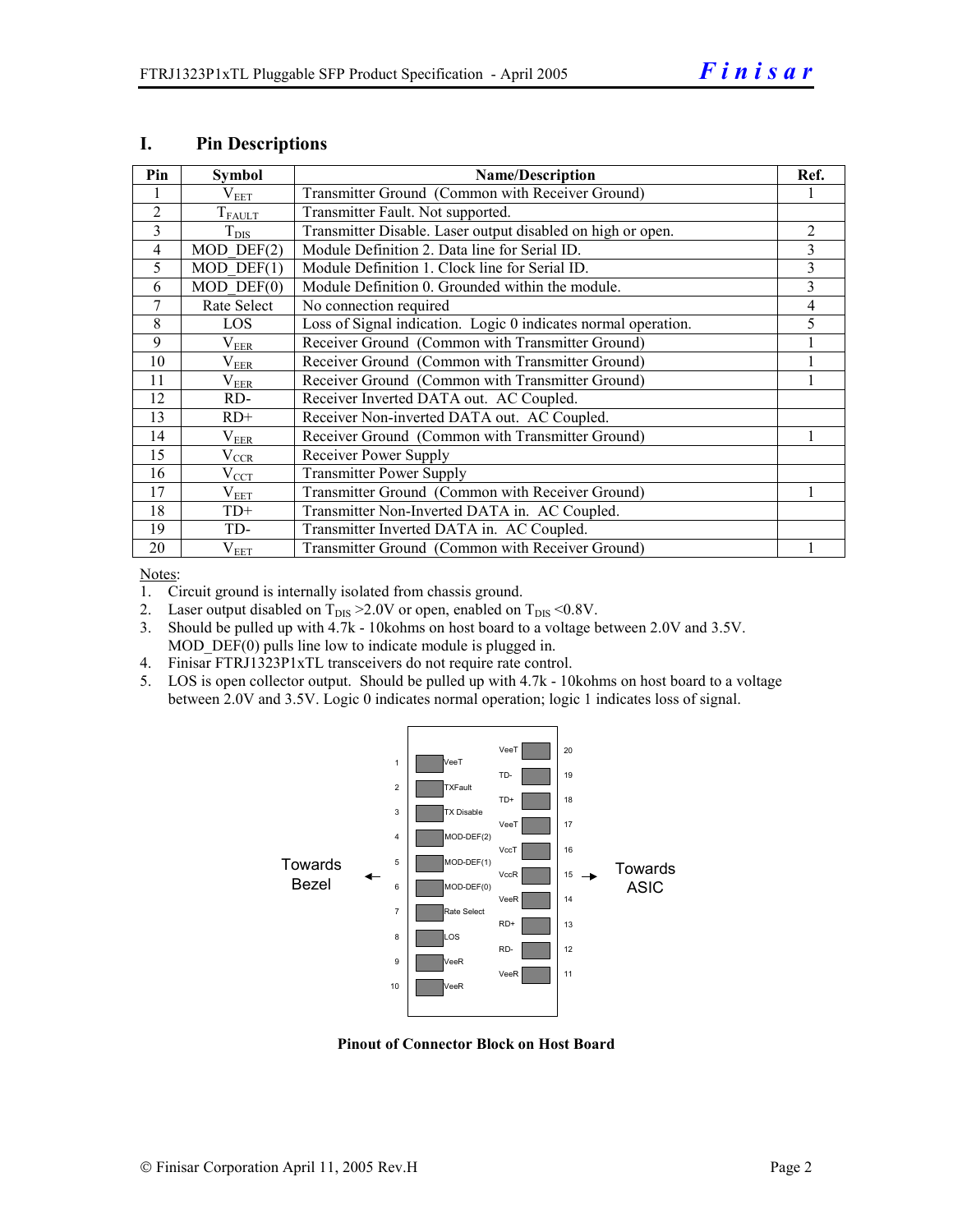## I. Pin Descriptions

| Pin | Symbol | Name/Description | Ref. |
|---|---|---|---|
| 1 | $V_{EET}$ | Transmitter Ground (Common with Receiver Ground) | 1 |
| 2 | $T_{FAULT}$ | Transmitter Fault. Not supported. | |
| 3 | $T_{DIS}$ | Transmitter Disable. Laser output disabled on high or open. | 2 |
| 4 | MOD_DEF(2) | Module Definition 2. Data line for Serial ID. | 3 |
| 5 | MOD_DEF(1) | Module Definition 1. Clock line for Serial ID. | 3 |
| 6 | MOD_DEF(0) | Module Definition 0. Grounded within the module. | 3 |
| 7 | Rate Select | No connection required | 4 |
| 8 | LOS | Loss of Signal indication. Logic 0 indicates normal operation. | 5 |
| 9 | $V_{EER}$ | Receiver Ground (Common with Transmitter Ground) | 1 |
| 10 | $V_{EER}$ | Receiver Ground (Common with Transmitter Ground) | 1 |
| 11 | $V_{EER}$ | Receiver Ground (Common with Transmitter Ground) | 1 |
| 12 | RD- | Receiver Inverted DATA out. AC Coupled. | |
| 13 | RD+ | Receiver Non-inverted DATA out. AC Coupled. | |
| 14 | $V_{EER}$ | Receiver Ground (Common with Transmitter Ground) | 1 |
| 15 | $V_{CCR}$ | Receiver Power Supply | |
| 16 | $V_{CCT}$ | Transmitter Power Supply | |
| 17 | $V_{EET}$ | Transmitter Ground (Common with Receiver Ground) | 1 |
| 18 | TD+ | Transmitter Non-Inverted DATA in. AC Coupled. | |
| 19 | TD- | Transmitter Inverted DATA in. AC Coupled. | |
| 20 | $V_{EET}$ | Transmitter Ground (Common with Receiver Ground) | 1 |

Notes:

1. Circuit ground is internally isolated from chassis ground.
2. Laser output disabled on $T_{DIS}$ >2.0V or open, enabled on $T_{DIS}$ <0.8V.
3. Should be pulled up with 4.7k - 10kohms on host board to a voltage between 2.0V and 3.5V. MOD_DEF(0) pulls line low to indicate module is plugged in.
4. Finisar FTRJ1323P1xTL transceivers do not require rate control.
5. LOS is open collector output. Should be pulled up with 4.7k - 10kohms on host board to a voltage between 2.0V and 3.5V. Logic 0 indicates normal operation; logic 1 indicates loss of signal.

| Pin | Name | | Name | Pin |
|---|---|---|---|---|
| | | | VeeT | 20 |
| 1 | VeeT | | TD- | 19 |
| 2 | TXFault | | TD+ | 18 |
| 3 | TX Disable | | VeeT | 17 |
| 4 | MOD-DEF(2) | | VccT | 16 |
| 5 | MOD-DEF(1) | | VccR | 15 |
| 6 | MOD-DEF(0) | | VeeR | 14 |
| 7 | Rate Select | | RD+ | 13 |
| 8 | LOS | | RD- | 12 |
| 9 | VeeR | | VeeR | 11 |
| 10 | VeeR | | | |

Towards Bezel ← → Towards ASIC

**Pinout of Connector Block on Host Board**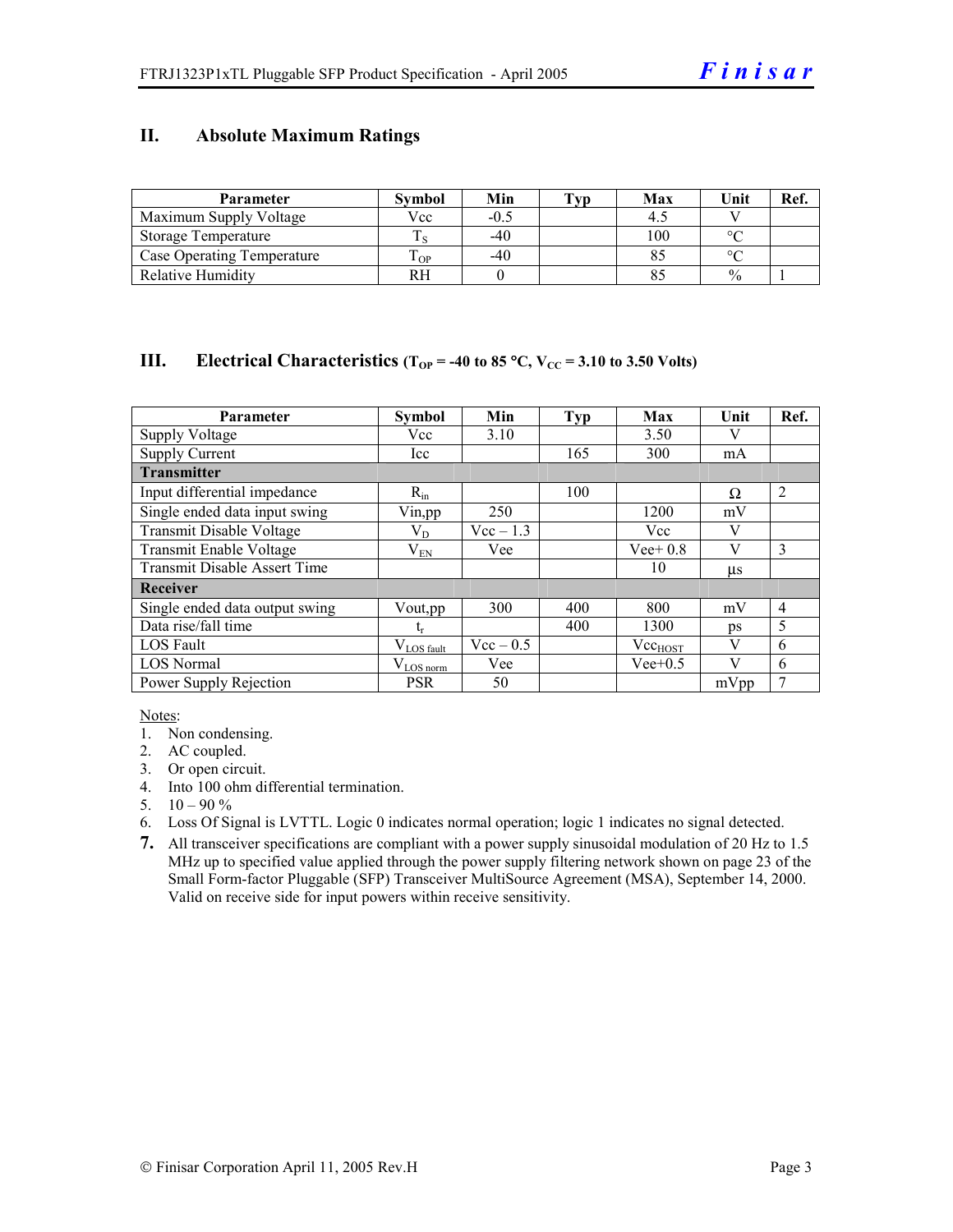## II. Absolute Maximum Ratings

| Parameter | Symbol | Min | Typ | Max | Unit | Ref. |
|---|---|---|---|---|---|---|
| Maximum Supply Voltage | Vcc | -0.5 | | 4.5 | V | |
| Storage Temperature | $T_S$ | -40 | | 100 | °C | |
| Case Operating Temperature | $T_{OP}$ | -40 | | 85 | °C | |
| Relative Humidity | RH | 0 | | 85 | % | 1 |

## III. Electrical Characteristics ($T_{OP}$ = -40 to 85 °C, $V_{CC}$ = 3.10 to 3.50 Volts)

| Parameter | Symbol | Min | Typ | Max | Unit | Ref. |
|---|---|---|---|---|---|---|
| Supply Voltage | Vcc | 3.10 | | 3.50 | V | |
| Supply Current | Icc | | 165 | 300 | mA | |
| **Transmitter** | | | | | | |
| Input differential impedance | $R_{in}$ | | 100 | | Ω | 2 |
| Single ended data input swing | Vin,pp | 250 | | 1200 | mV | |
| Transmit Disable Voltage | $V_D$ | Vcc – 1.3 | | Vcc | V | |
| Transmit Enable Voltage | $V_{EN}$ | Vee | | Vee+ 0.8 | V | 3 |
| Transmit Disable Assert Time | | | | 10 | µs | |
| **Receiver** | | | | | | |
| Single ended data output swing | Vout,pp | 300 | 400 | 800 | mV | 4 |
| Data rise/fall time | $t_r$ | | 400 | 1300 | ps | 5 |
| LOS Fault | $V_{LOS\ fault}$ | Vcc – 0.5 | | $Vcc_{HOST}$ | V | 6 |
| LOS Normal | $V_{LOS\ norm}$ | Vee | | Vee+0.5 | V | 6 |
| Power Supply Rejection | PSR | 50 | | | mVpp | 7 |

Notes:
1. Non condensing.
2. AC coupled.
3. Or open circuit.
4. Into 100 ohm differential termination.
5. 10 – 90 %
6. Loss Of Signal is LVTTL. Logic 0 indicates normal operation; logic 1 indicates no signal detected.
7. All transceiver specifications are compliant with a power supply sinusoidal modulation of 20 Hz to 1.5 MHz up to specified value applied through the power supply filtering network shown on page 23 of the Small Form-factor Pluggable (SFP) Transceiver MultiSource Agreement (MSA), September 14, 2000. Valid on receive side for input powers within receive sensitivity.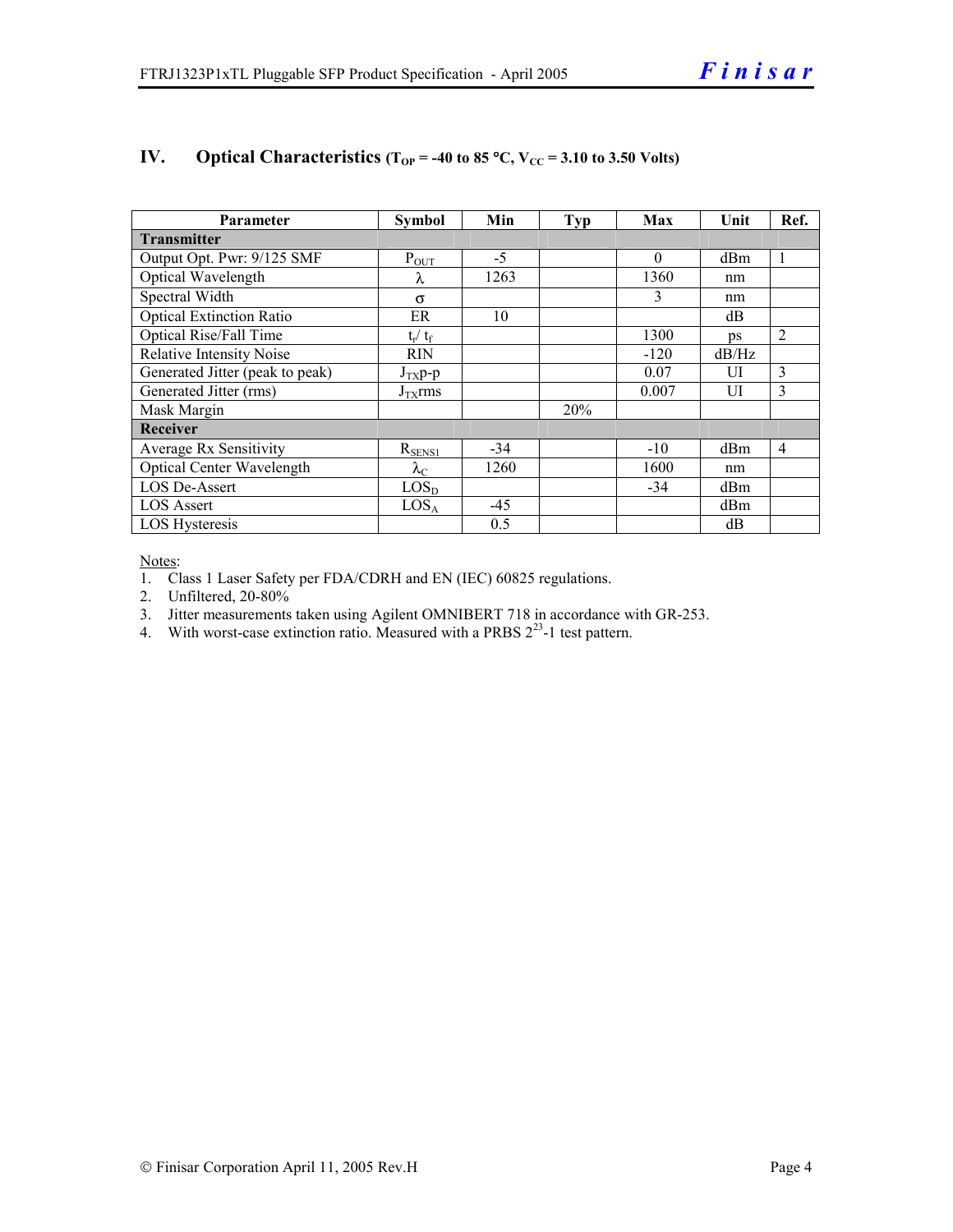## IV. Optical Characteristics ($T_{OP}$ = -40 to 85 °C, $V_{CC}$ = 3.10 to 3.50 Volts)

| Parameter | Symbol | Min | Typ | Max | Unit | Ref. |
|---|---|---|---|---|---|---|
| **Transmitter** | | | | | | |
| Output Opt. Pwr: 9/125 SMF | $P_{OUT}$ | -5 | | 0 | dBm | 1 |
| Optical Wavelength | $\lambda$ | 1263 | | 1360 | nm | |
| Spectral Width | $\sigma$ | | | 3 | nm | |
| Optical Extinction Ratio | ER | 10 | | | dB | |
| Optical Rise/Fall Time | $t_r/ t_f$ | | | 1300 | ps | 2 |
| Relative Intensity Noise | RIN | | | -120 | dB/Hz | |
| Generated Jitter (peak to peak) | $J_{TX}$p-p | | | 0.07 | UI | 3 |
| Generated Jitter (rms) | $J_{TX}$rms | | | 0.007 | UI | 3 |
| Mask Margin | | | 20% | | | |
| **Receiver** | | | | | | |
| Average Rx Sensitivity | $R_{SENS1}$ | -34 | | -10 | dBm | 4 |
| Optical Center Wavelength | $\lambda_C$ | 1260 | | 1600 | nm | |
| LOS De-Assert | $LOS_D$ | | | -34 | dBm | |
| LOS Assert | $LOS_A$ | -45 | | | dBm | |
| LOS Hysteresis | | 0.5 | | | dB | |

Notes:

1. Class 1 Laser Safety per FDA/CDRH and EN (IEC) 60825 regulations.
2. Unfiltered, 20-80%
3. Jitter measurements taken using Agilent OMNIBERT 718 in accordance with GR-253.
4. With worst-case extinction ratio. Measured with a PRBS $2^{23}$-1 test pattern.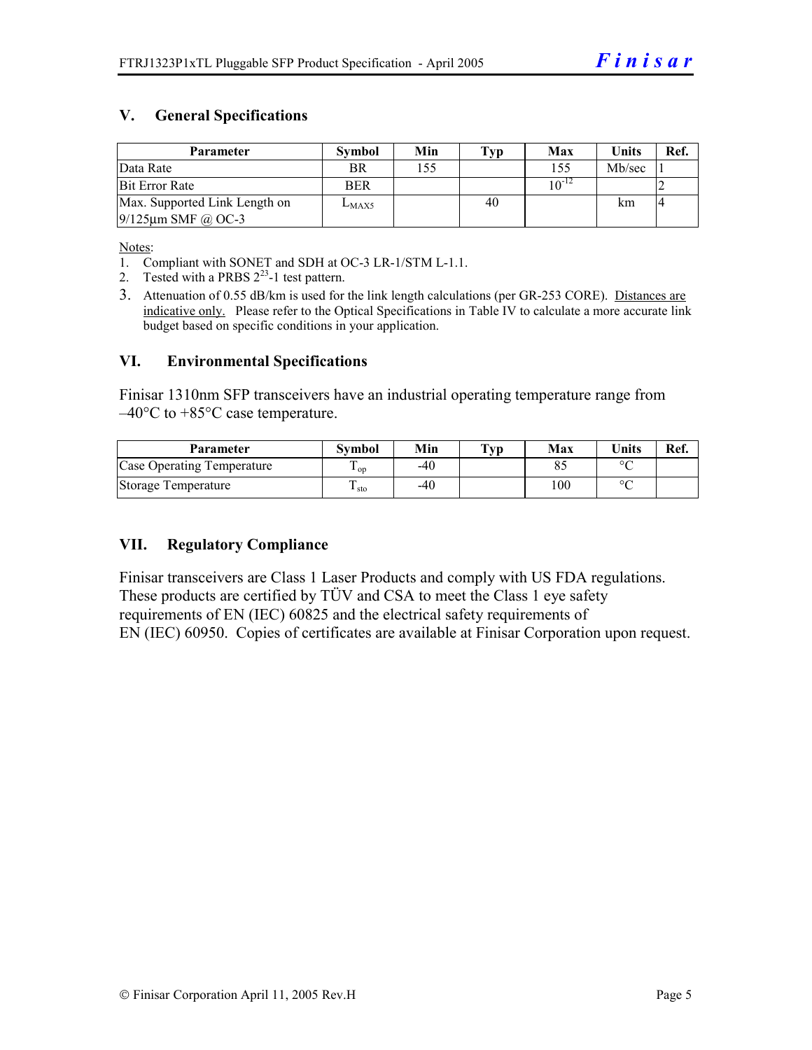## V. General Specifications

| Parameter | Symbol | Min | Typ | Max | Units | Ref. |
|---|---|---|---|---|---|---|
| Data Rate | BR | 155 | | 155 | Mb/sec | 1 |
| Bit Error Rate | BER | | | $10^{-12}$ | | 2 |
| Max. Supported Link Length on 9/125µm SMF @ OC-3 | $L_{MAX5}$ | | 40 | | km | 4 |

Notes:

1. Compliant with SONET and SDH at OC-3 LR-1/STM L-1.1.
2. Tested with a PRBS $2^{23}$-1 test pattern.
3. Attenuation of 0.55 dB/km is used for the link length calculations (per GR-253 CORE). Distances are indicative only. Please refer to the Optical Specifications in Table IV to calculate a more accurate link budget based on specific conditions in your application.

## VI. Environmental Specifications

Finisar 1310nm SFP transceivers have an industrial operating temperature range from –40°C to +85°C case temperature.

| Parameter | Symbol | Min | Typ | Max | Units | Ref. |
|---|---|---|---|---|---|---|
| Case Operating Temperature | $T_{op}$ | -40 | | 85 | °C | |
| Storage Temperature | $T_{sto}$ | -40 | | 100 | °C | |

## VII. Regulatory Compliance

Finisar transceivers are Class 1 Laser Products and comply with US FDA regulations. These products are certified by TÜV and CSA to meet the Class 1 eye safety requirements of EN (IEC) 60825 and the electrical safety requirements of EN (IEC) 60950. Copies of certificates are available at Finisar Corporation upon request.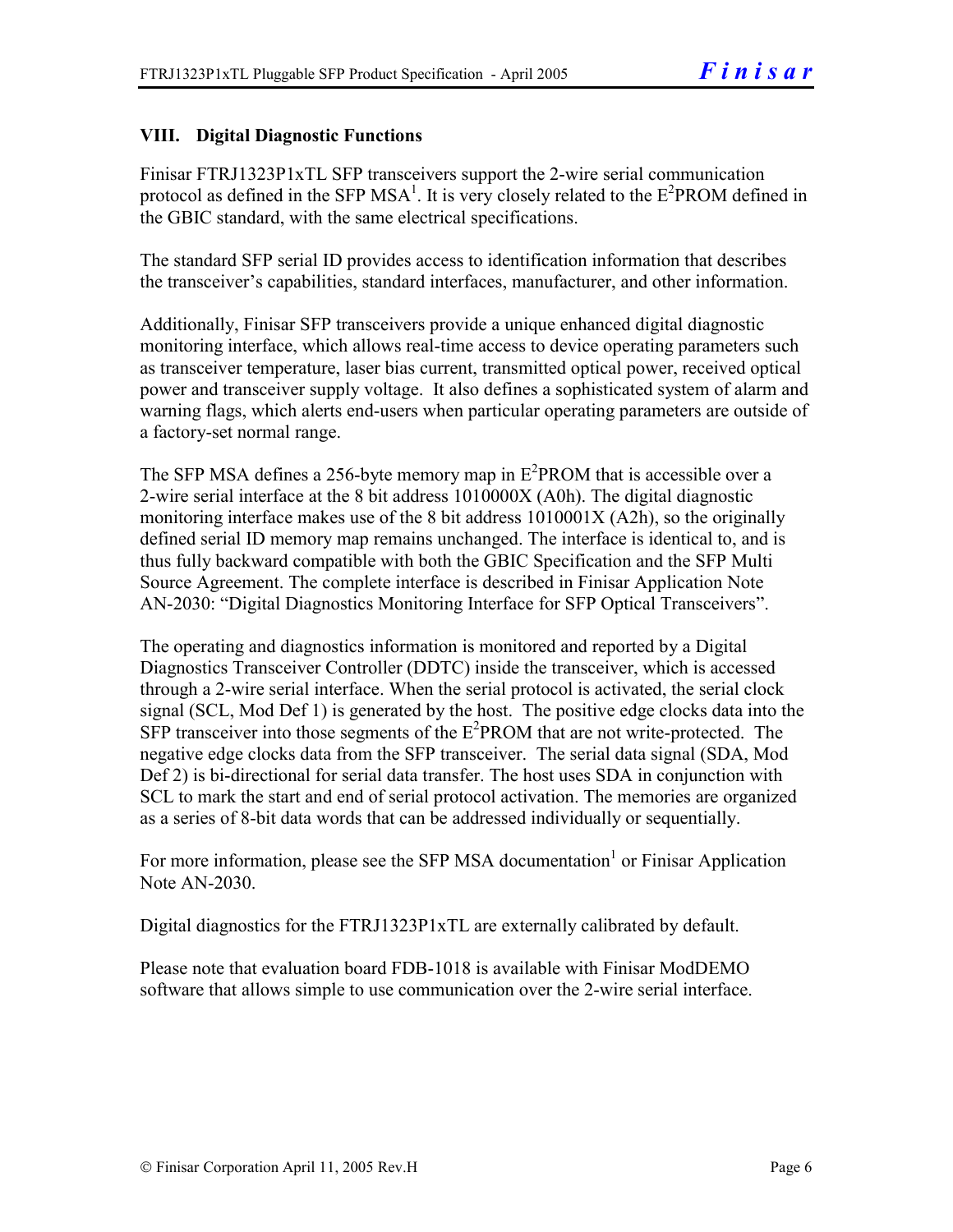## VIII. Digital Diagnostic Functions

Finisar FTRJ1323P1xTL SFP transceivers support the 2-wire serial communication protocol as defined in the SFP MSA[1]. It is very closely related to the $E^2$PROM defined in the GBIC standard, with the same electrical specifications.

The standard SFP serial ID provides access to identification information that describes the transceiver's capabilities, standard interfaces, manufacturer, and other information.

Additionally, Finisar SFP transceivers provide a unique enhanced digital diagnostic monitoring interface, which allows real-time access to device operating parameters such as transceiver temperature, laser bias current, transmitted optical power, received optical power and transceiver supply voltage. It also defines a sophisticated system of alarm and warning flags, which alerts end-users when particular operating parameters are outside of a factory-set normal range.

The SFP MSA defines a 256-byte memory map in $E^2$PROM that is accessible over a 2-wire serial interface at the 8 bit address 1010000X (A0h). The digital diagnostic monitoring interface makes use of the 8 bit address 1010001X (A2h), so the originally defined serial ID memory map remains unchanged. The interface is identical to, and is thus fully backward compatible with both the GBIC Specification and the SFP Multi Source Agreement. The complete interface is described in Finisar Application Note AN-2030: "Digital Diagnostics Monitoring Interface for SFP Optical Transceivers".

The operating and diagnostics information is monitored and reported by a Digital Diagnostics Transceiver Controller (DDTC) inside the transceiver, which is accessed through a 2-wire serial interface. When the serial protocol is activated, the serial clock signal (SCL, Mod Def 1) is generated by the host. The positive edge clocks data into the SFP transceiver into those segments of the $E^2$PROM that are not write-protected. The negative edge clocks data from the SFP transceiver. The serial data signal (SDA, Mod Def 2) is bi-directional for serial data transfer. The host uses SDA in conjunction with SCL to mark the start and end of serial protocol activation. The memories are organized as a series of 8-bit data words that can be addressed individually or sequentially.

For more information, please see the SFP MSA documentation[1] or Finisar Application Note AN-2030.

Digital diagnostics for the FTRJ1323P1xTL are externally calibrated by default.

Please note that evaluation board FDB-1018 is available with Finisar ModDEMO software that allows simple to use communication over the 2-wire serial interface.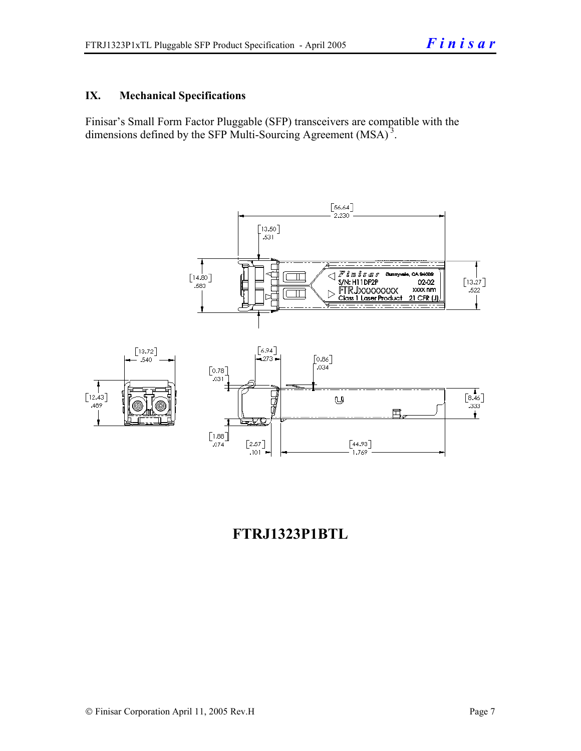## IX. Mechanical Specifications

Finisar's Small Form Factor Pluggable (SFP) transceivers are compatible with the dimensions defined by the SFP Multi-Sourcing Agreement (MSA)[3].

**FTRJ1323P1BTL**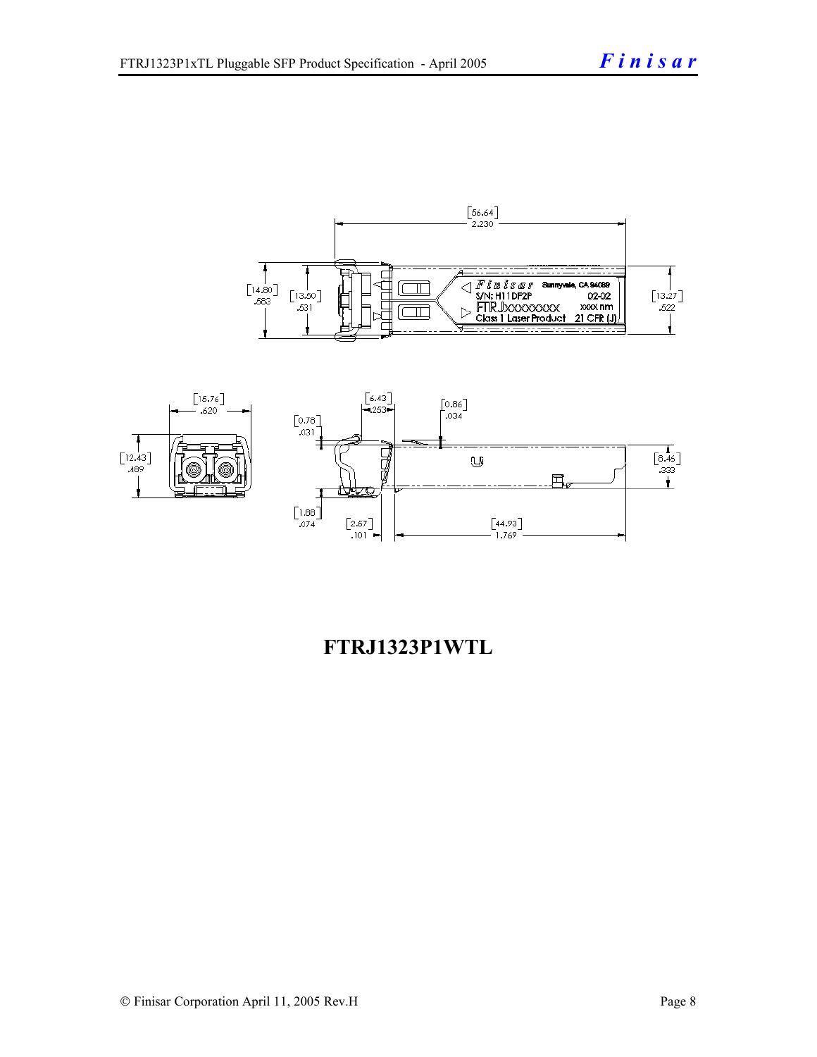**FTRJ1323P1WTL**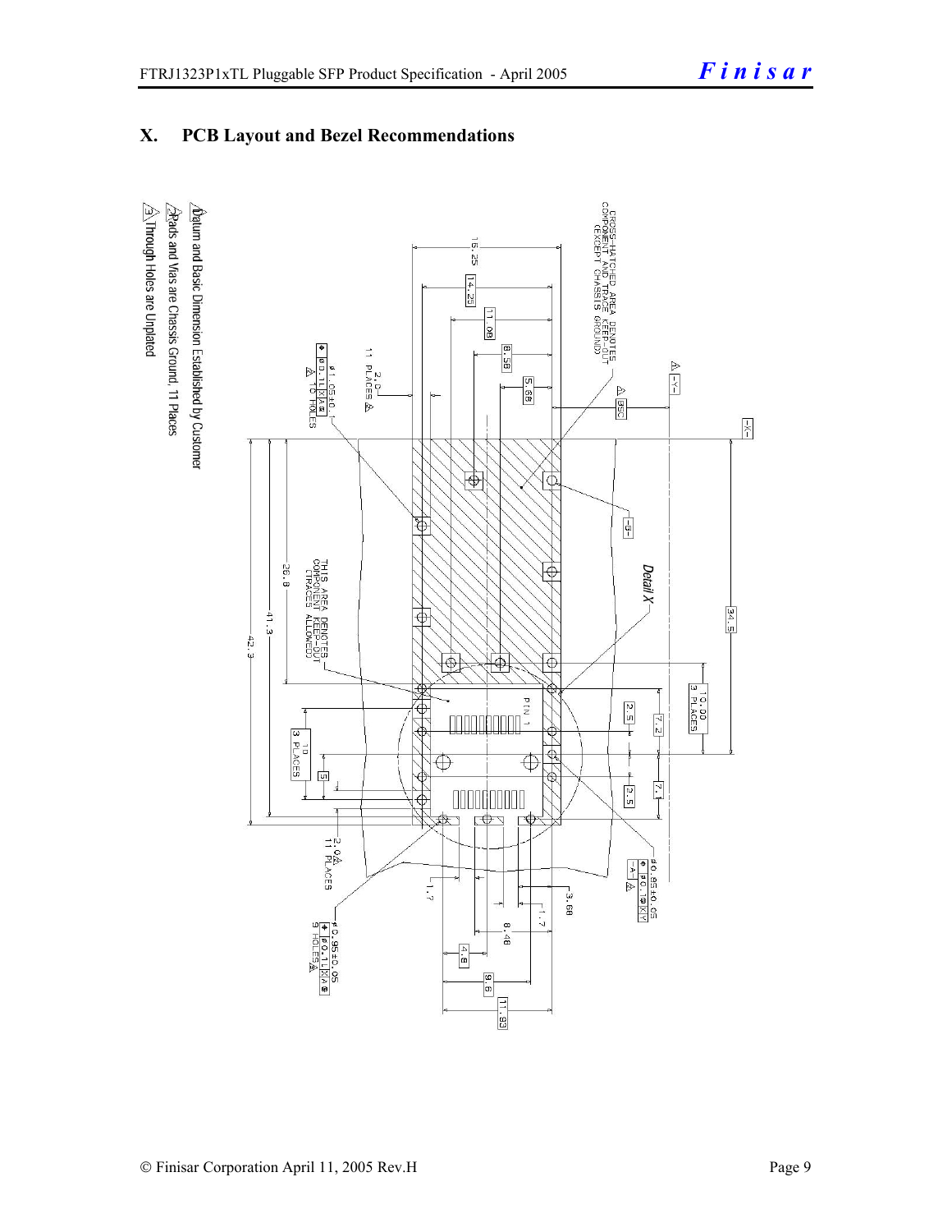## X. PCB Layout and Bezel Recommendations

CROSS-HATCHED AREA DENOTES COMPONENT AND TRACE KEEP-OUT (EXCEPT CHASSIS GROUND)

THIS AREA DENOTES COMPONENT KEEP-OUT (TRACES ALLOWED)

Detail X

PIN 1

16.25

14.25

11.08

8.58

5.68

2.0 11 PLACES

ø1.05±0.1 10 HOLES

-Y-

-X-

-B-

34.5

10.00 3 PLACES

26.8

41.3

42.3

10 3 PLACES

5

2.5

7.2

7.1

2.5

2.0 11 PLACES

1.7

3.68

1.7

8.48

4.8

9.6

11.93

ø0.85±0.05 9 HOLES

ø0.85±0.05 -A-

1. Datum and Basic Dimension Established by Customer
2. Pads and Vias are Chassis Ground, 11 Places
3. Through Holes are Unplated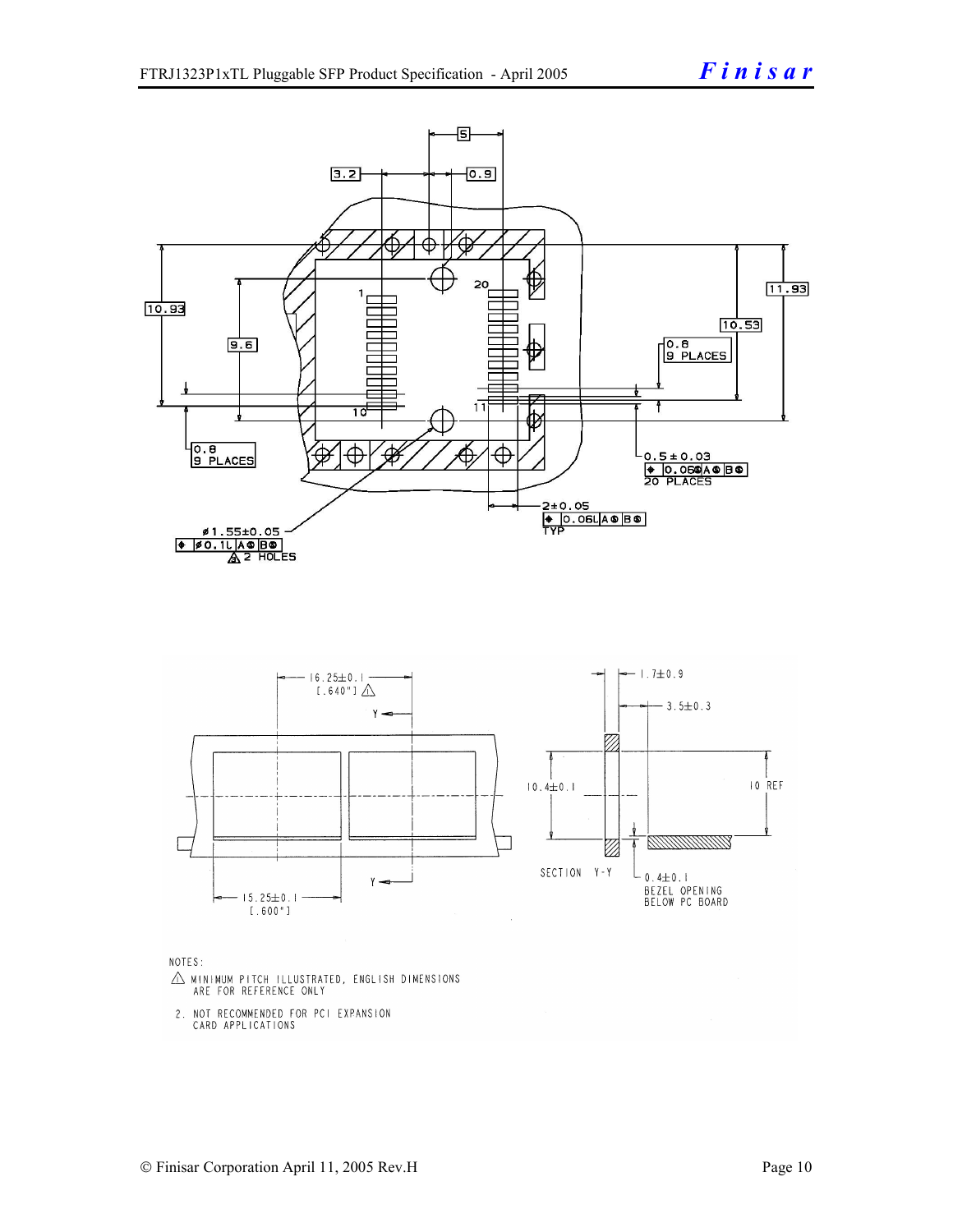NOTES:

⚠ MINIMUM PITCH ILLUSTRATED, ENGLISH DIMENSIONS ARE FOR REFERENCE ONLY

2. NOT RECOMMENDED FOR PCI EXPANSION CARD APPLICATIONS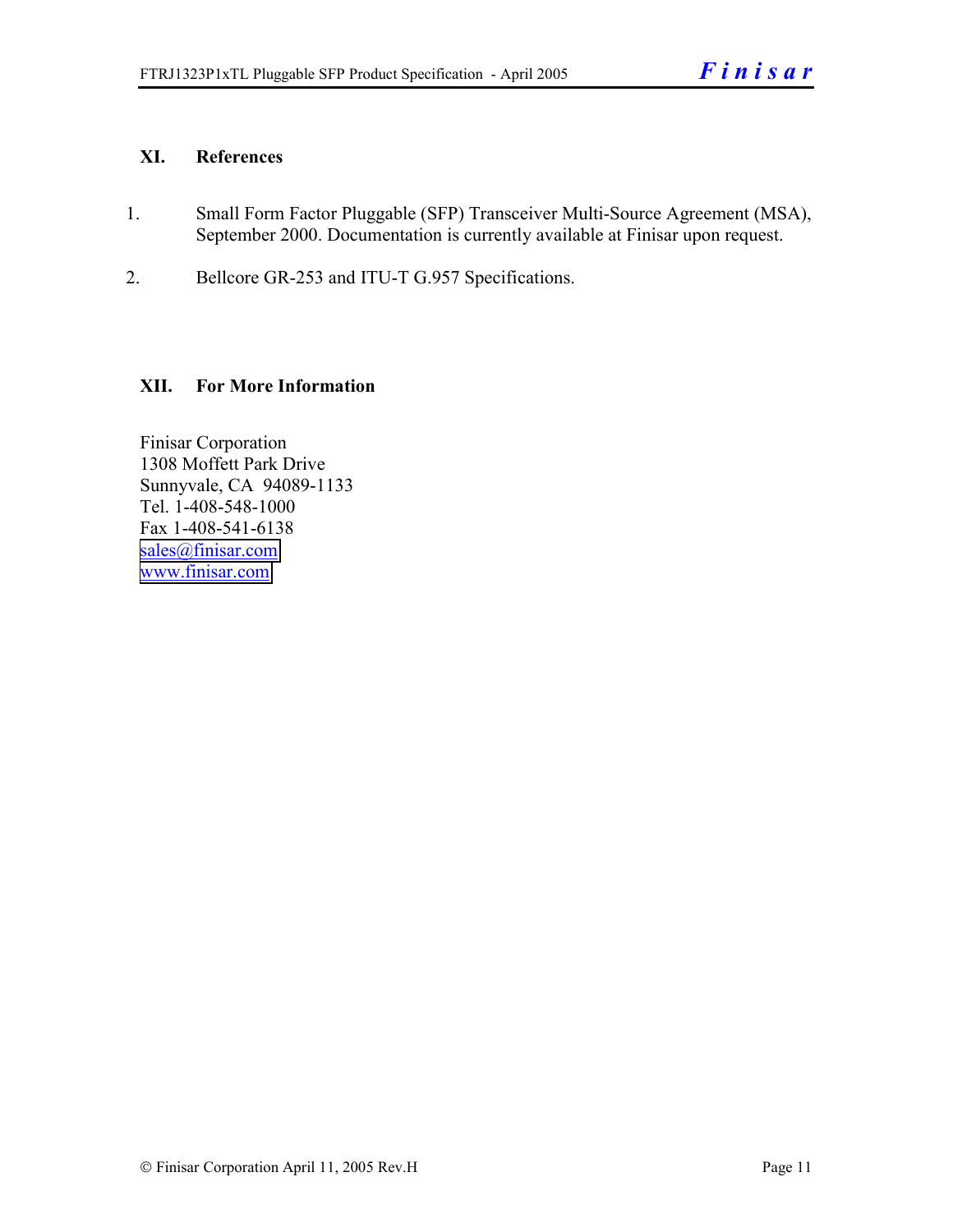## XI. References

1. Small Form Factor Pluggable (SFP) Transceiver Multi-Source Agreement (MSA), September 2000. Documentation is currently available at Finisar upon request.

2. Bellcore GR-253 and ITU-T G.957 Specifications.

## XII. For More Information

Finisar Corporation  
1308 Moffett Park Drive  
Sunnyvale, CA 94089-1133  
Tel. 1-408-548-1000  
Fax 1-408-541-6138  
sales@finisar.com  
www.finisar.com